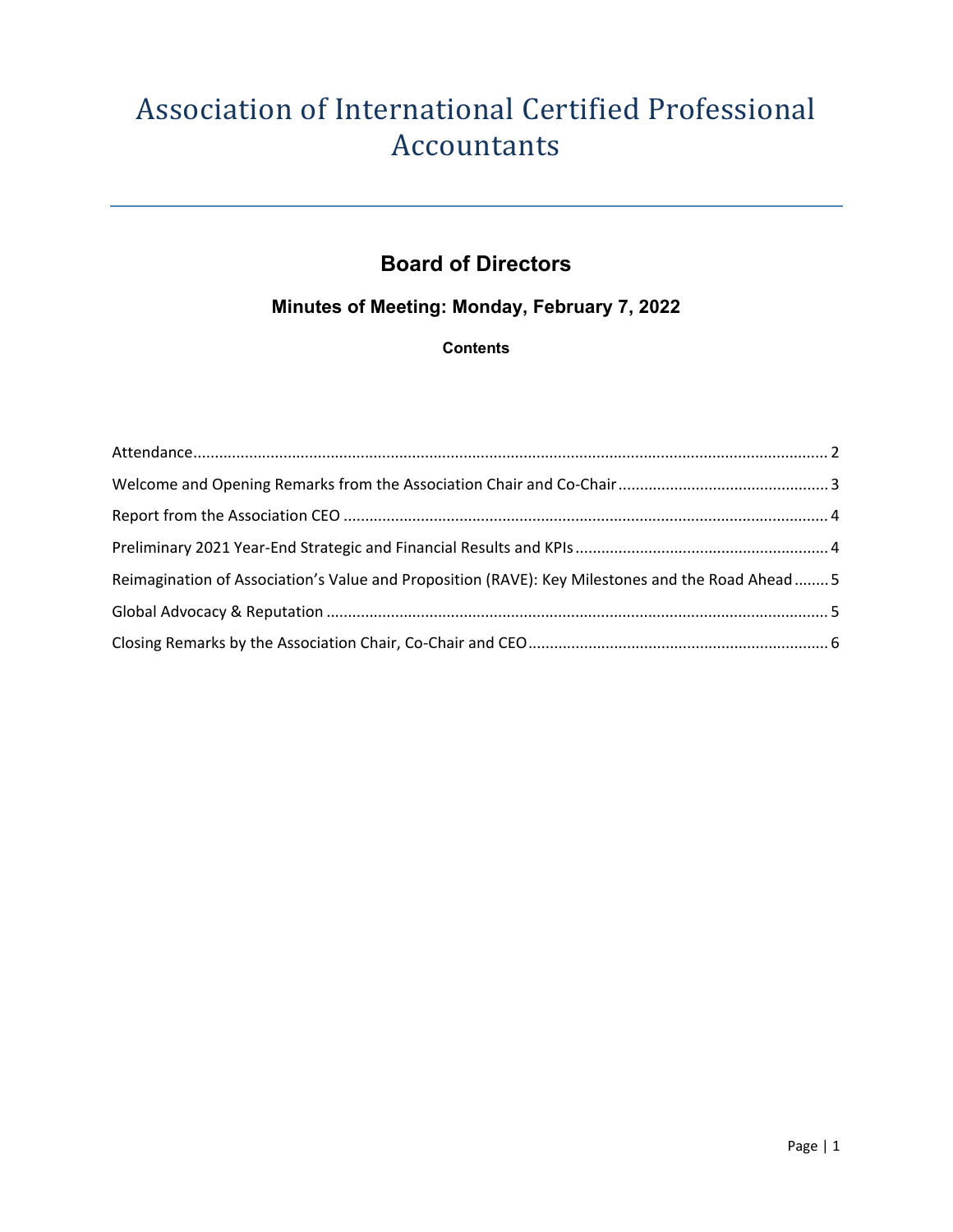# Association of International Certified Professional Accountants

## Board of Directors

### Minutes of Meeting: Monday, February 7, 2022

**Contents**

Attendance .......... 2

Welcome and Opening Remarks from the Association Chair and Co-Chair .......... 3

Report from the Association CEO .......... 4

Preliminary 2021 Year-End Strategic and Financial Results and KPIs .......... 4

Reimagination of Association's Value and Proposition (RAVE): Key Milestones and the Road Ahead .......... 5

Global Advocacy & Reputation .......... 5

Closing Remarks by the Association Chair, Co-Chair and CEO .......... 6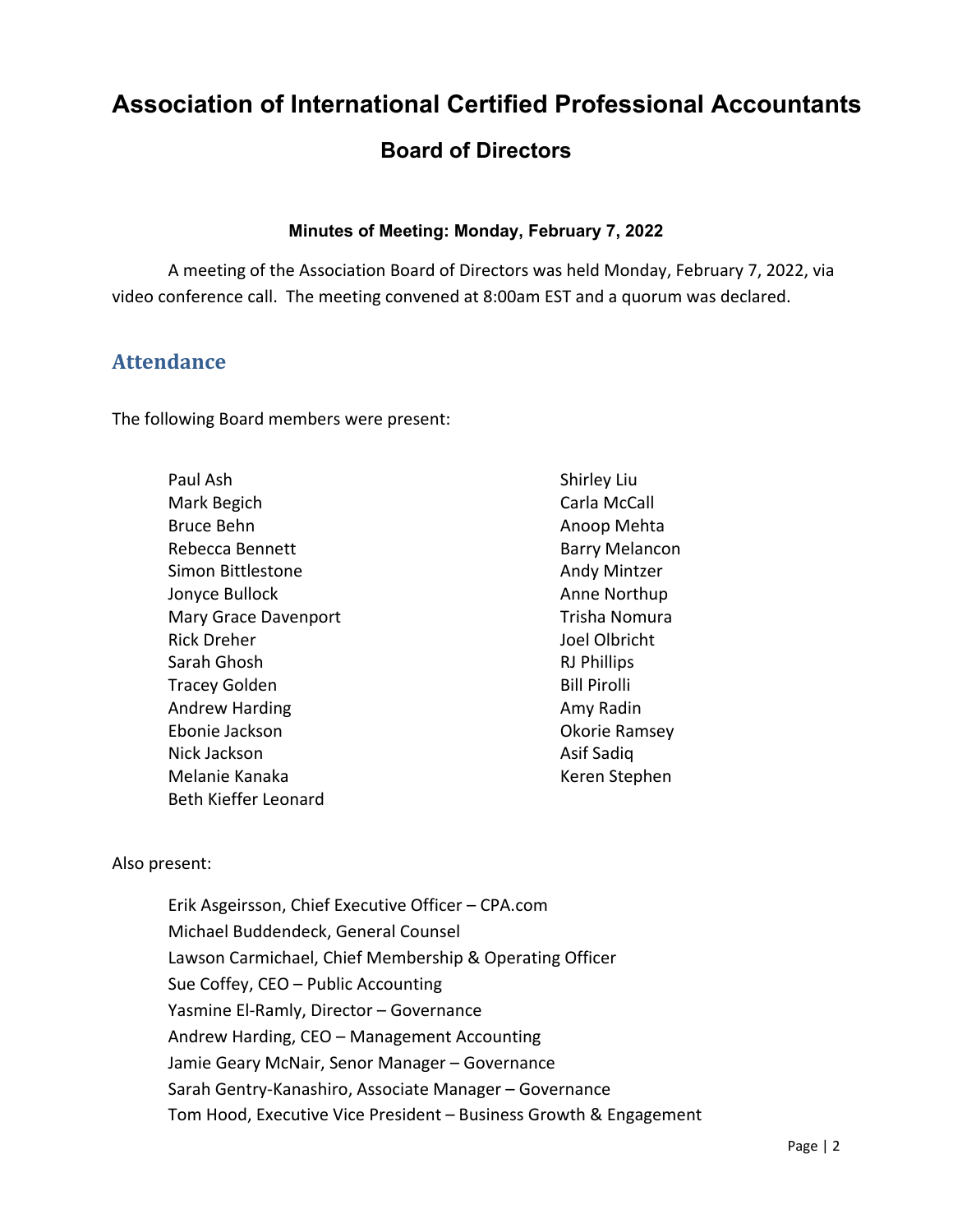# Association of International Certified Professional Accountants

## Board of Directors

**Minutes of Meeting: Monday, February 7, 2022**

A meeting of the Association Board of Directors was held Monday, February 7, 2022, via video conference call. The meeting convened at 8:00am EST and a quorum was declared.

## Attendance

The following Board members were present:

Paul Ash
Mark Begich
Bruce Behn
Rebecca Bennett
Simon Bittlestone
Jonyce Bullock
Mary Grace Davenport
Rick Dreher
Sarah Ghosh
Tracey Golden
Andrew Harding
Ebonie Jackson
Nick Jackson
Melanie Kanaka
Beth Kieffer Leonard
Shirley Liu
Carla McCall
Anoop Mehta
Barry Melancon
Andy Mintzer
Anne Northup
Trisha Nomura
Joel Olbricht
RJ Phillips
Bill Pirolli
Amy Radin
Okorie Ramsey
Asif Sadiq
Keren Stephen

Also present:

Erik Asgeirsson, Chief Executive Officer – CPA.com
Michael Buddendeck, General Counsel
Lawson Carmichael, Chief Membership & Operating Officer
Sue Coffey, CEO – Public Accounting
Yasmine El-Ramly, Director – Governance
Andrew Harding, CEO – Management Accounting
Jamie Geary McNair, Senor Manager – Governance
Sarah Gentry-Kanashiro, Associate Manager – Governance
Tom Hood, Executive Vice President – Business Growth & Engagement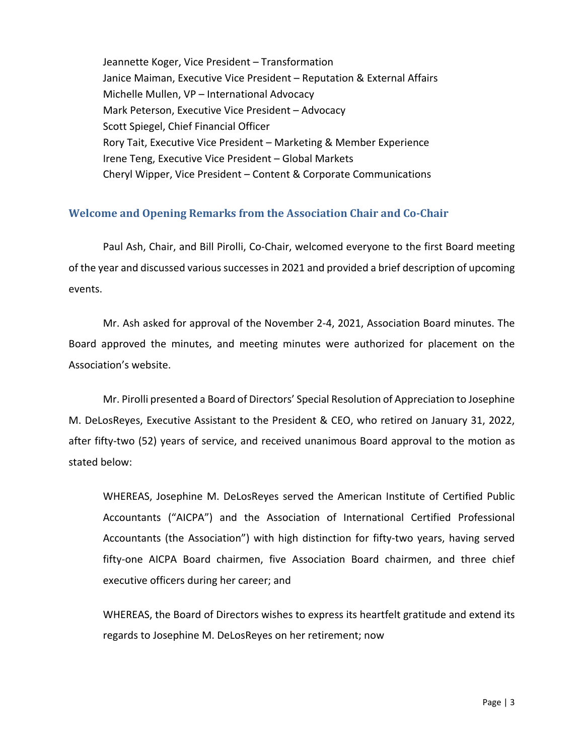Jeannette Koger, Vice President – Transformation
Janice Maiman, Executive Vice President – Reputation & External Affairs
Michelle Mullen, VP – International Advocacy
Mark Peterson, Executive Vice President – Advocacy
Scott Spiegel, Chief Financial Officer
Rory Tait, Executive Vice President – Marketing & Member Experience
Irene Teng, Executive Vice President – Global Markets
Cheryl Wipper, Vice President – Content & Corporate Communications

## Welcome and Opening Remarks from the Association Chair and Co-Chair

Paul Ash, Chair, and Bill Pirolli, Co-Chair, welcomed everyone to the first Board meeting of the year and discussed various successes in 2021 and provided a brief description of upcoming events.

Mr. Ash asked for approval of the November 2-4, 2021, Association Board minutes. The Board approved the minutes, and meeting minutes were authorized for placement on the Association's website.

Mr. Pirolli presented a Board of Directors' Special Resolution of Appreciation to Josephine M. DeLosReyes, Executive Assistant to the President & CEO, who retired on January 31, 2022, after fifty-two (52) years of service, and received unanimous Board approval to the motion as stated below:

> WHEREAS, Josephine M. DeLosReyes served the American Institute of Certified Public Accountants ("AICPA") and the Association of International Certified Professional Accountants (the Association") with high distinction for fifty-two years, having served fifty-one AICPA Board chairmen, five Association Board chairmen, and three chief executive officers during her career; and
>
> WHEREAS, the Board of Directors wishes to express its heartfelt gratitude and extend its regards to Josephine M. DeLosReyes on her retirement; now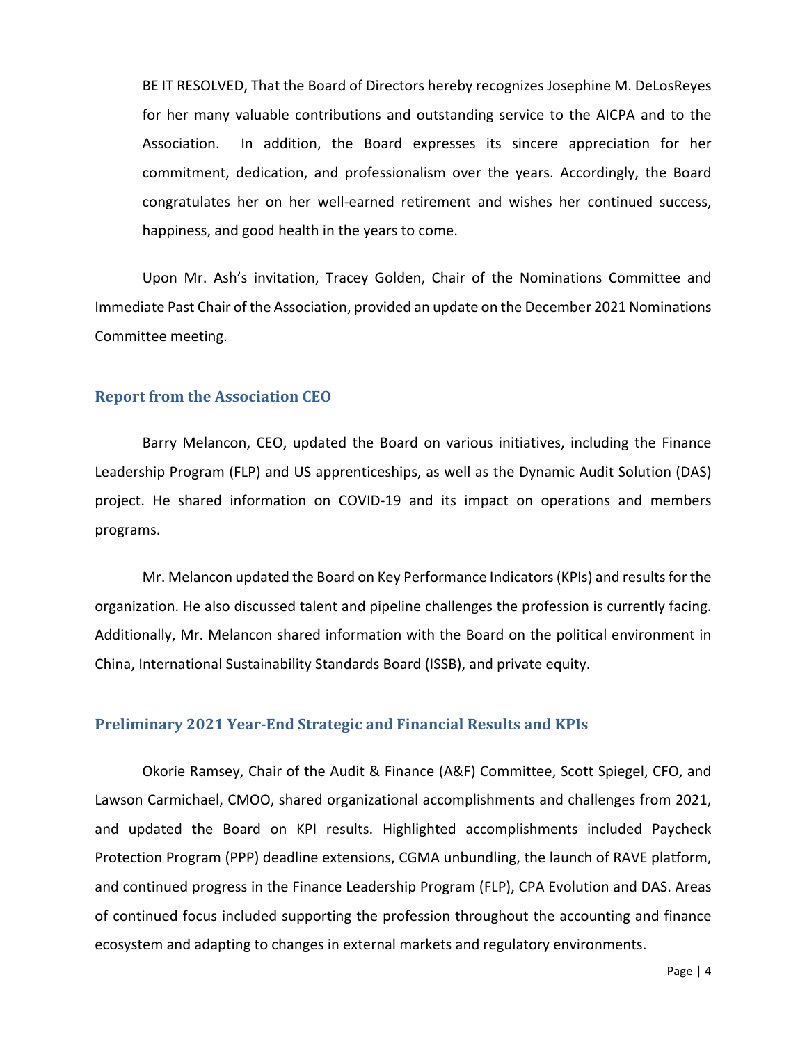BE IT RESOLVED, That the Board of Directors hereby recognizes Josephine M. DeLosReyes for her many valuable contributions and outstanding service to the AICPA and to the Association. In addition, the Board expresses its sincere appreciation for her commitment, dedication, and professionalism over the years. Accordingly, the Board congratulates her on her well-earned retirement and wishes her continued success, happiness, and good health in the years to come.

Upon Mr. Ash's invitation, Tracey Golden, Chair of the Nominations Committee and Immediate Past Chair of the Association, provided an update on the December 2021 Nominations Committee meeting.

## Report from the Association CEO

Barry Melancon, CEO, updated the Board on various initiatives, including the Finance Leadership Program (FLP) and US apprenticeships, as well as the Dynamic Audit Solution (DAS) project. He shared information on COVID-19 and its impact on operations and members programs.

Mr. Melancon updated the Board on Key Performance Indicators (KPIs) and results for the organization. He also discussed talent and pipeline challenges the profession is currently facing. Additionally, Mr. Melancon shared information with the Board on the political environment in China, International Sustainability Standards Board (ISSB), and private equity.

## Preliminary 2021 Year-End Strategic and Financial Results and KPIs

Okorie Ramsey, Chair of the Audit & Finance (A&F) Committee, Scott Spiegel, CFO, and Lawson Carmichael, CMOO, shared organizational accomplishments and challenges from 2021, and updated the Board on KPI results. Highlighted accomplishments included Paycheck Protection Program (PPP) deadline extensions, CGMA unbundling, the launch of RAVE platform, and continued progress in the Finance Leadership Program (FLP), CPA Evolution and DAS. Areas of continued focus included supporting the profession throughout the accounting and finance ecosystem and adapting to changes in external markets and regulatory environments.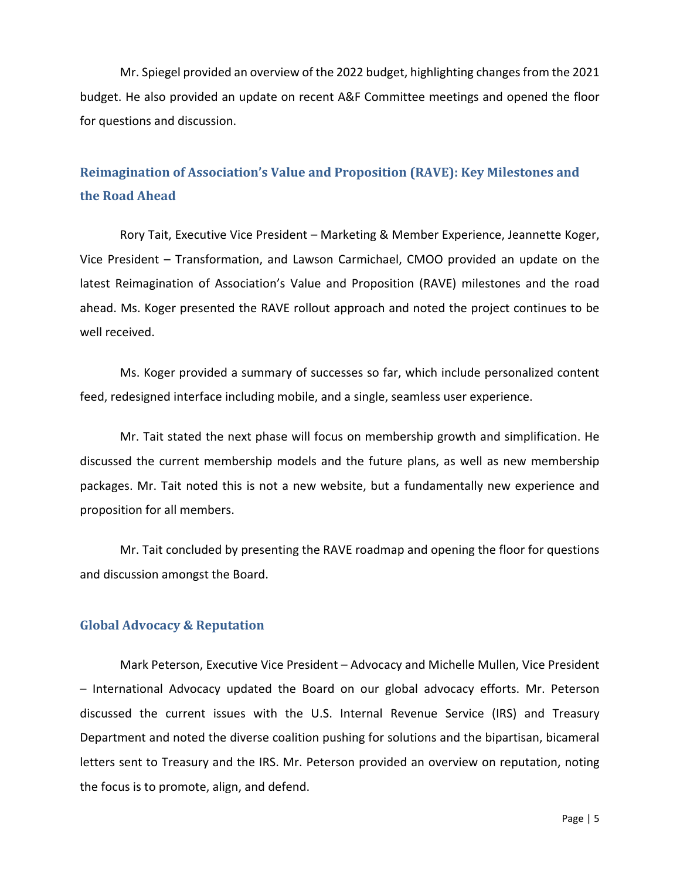Mr. Spiegel provided an overview of the 2022 budget, highlighting changes from the 2021 budget. He also provided an update on recent A&F Committee meetings and opened the floor for questions and discussion.

## Reimagination of Association's Value and Proposition (RAVE): Key Milestones and the Road Ahead

Rory Tait, Executive Vice President – Marketing & Member Experience, Jeannette Koger, Vice President – Transformation, and Lawson Carmichael, CMOO provided an update on the latest Reimagination of Association's Value and Proposition (RAVE) milestones and the road ahead. Ms. Koger presented the RAVE rollout approach and noted the project continues to be well received.

Ms. Koger provided a summary of successes so far, which include personalized content feed, redesigned interface including mobile, and a single, seamless user experience.

Mr. Tait stated the next phase will focus on membership growth and simplification. He discussed the current membership models and the future plans, as well as new membership packages. Mr. Tait noted this is not a new website, but a fundamentally new experience and proposition for all members.

Mr. Tait concluded by presenting the RAVE roadmap and opening the floor for questions and discussion amongst the Board.

## Global Advocacy & Reputation

Mark Peterson, Executive Vice President – Advocacy and Michelle Mullen, Vice President – International Advocacy updated the Board on our global advocacy efforts. Mr. Peterson discussed the current issues with the U.S. Internal Revenue Service (IRS) and Treasury Department and noted the diverse coalition pushing for solutions and the bipartisan, bicameral letters sent to Treasury and the IRS. Mr. Peterson provided an overview on reputation, noting the focus is to promote, align, and defend.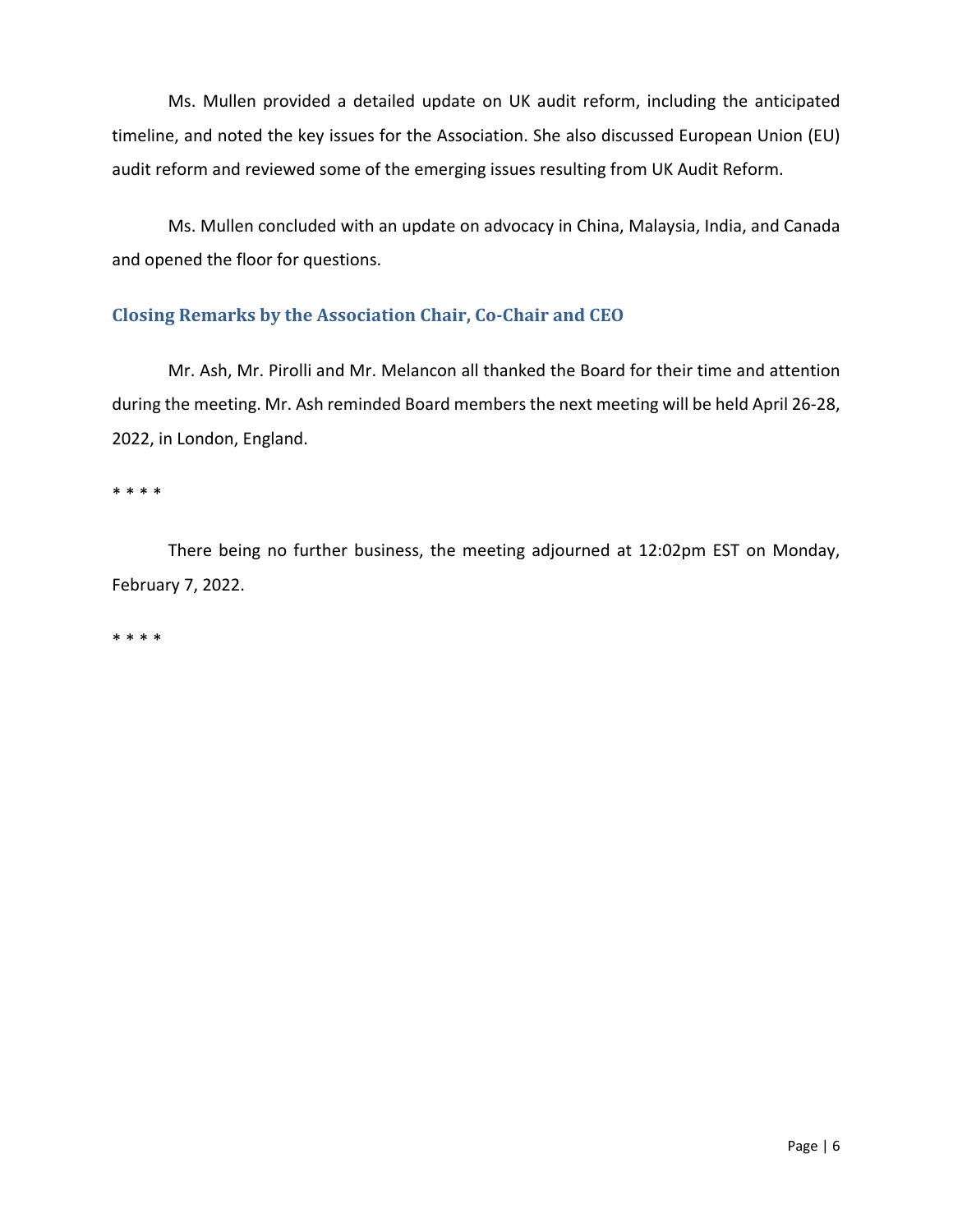Ms. Mullen provided a detailed update on UK audit reform, including the anticipated timeline, and noted the key issues for the Association. She also discussed European Union (EU) audit reform and reviewed some of the emerging issues resulting from UK Audit Reform.

Ms. Mullen concluded with an update on advocacy in China, Malaysia, India, and Canada and opened the floor for questions.

## Closing Remarks by the Association Chair, Co-Chair and CEO

Mr. Ash, Mr. Pirolli and Mr. Melancon all thanked the Board for their time and attention during the meeting. Mr. Ash reminded Board members the next meeting will be held April 26-28, 2022, in London, England.

* * * *

There being no further business, the meeting adjourned at 12:02pm EST on Monday, February 7, 2022.

* * * *